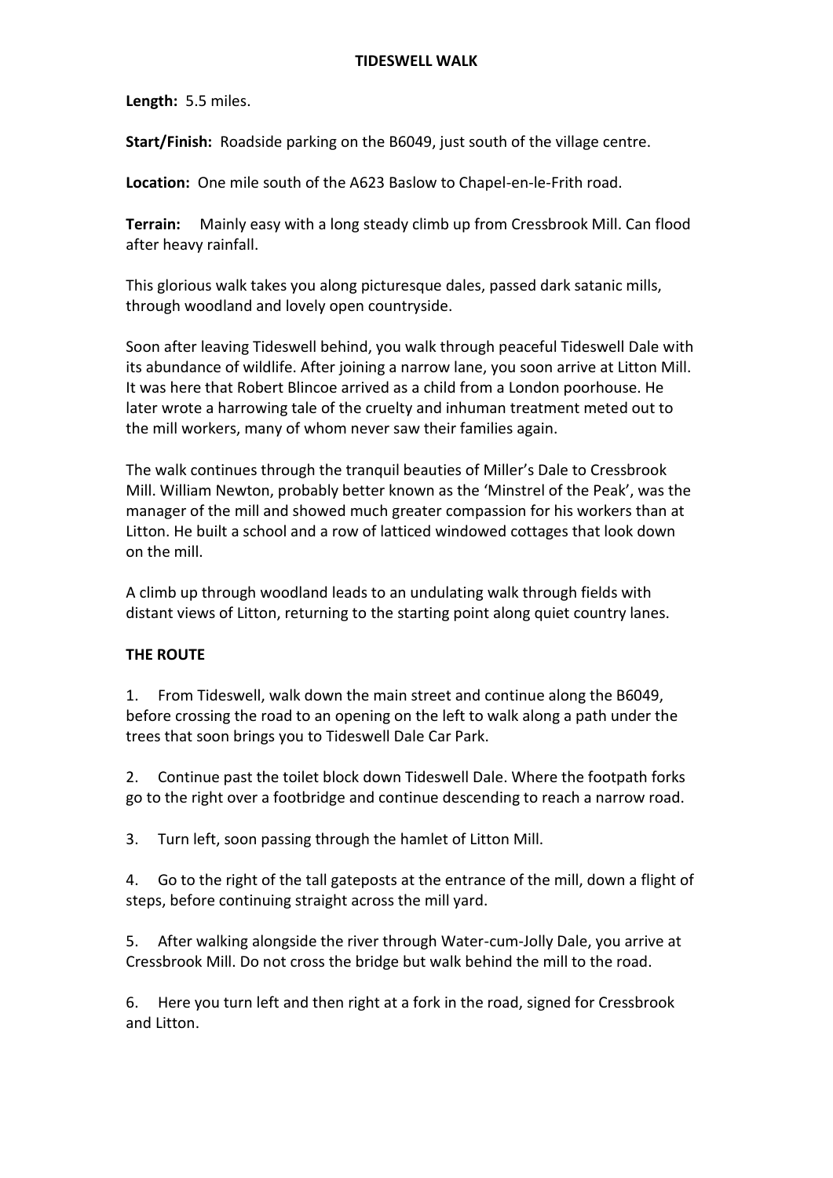# TIDESWELL WALK

**Length:** 5.5 miles.

**Start/Finish:** Roadside parking on the B6049, just south of the village centre.

**Location:** One mile south of the A623 Baslow to Chapel-en-le-Frith road.

**Terrain:** Mainly easy with a long steady climb up from Cressbrook Mill. Can flood after heavy rainfall.

This glorious walk takes you along picturesque dales, passed dark satanic mills, through woodland and lovely open countryside.

Soon after leaving Tideswell behind, you walk through peaceful Tideswell Dale with its abundance of wildlife. After joining a narrow lane, you soon arrive at Litton Mill. It was here that Robert Blincoe arrived as a child from a London poorhouse. He later wrote a harrowing tale of the cruelty and inhuman treatment meted out to the mill workers, many of whom never saw their families again.

The walk continues through the tranquil beauties of Miller's Dale to Cressbrook Mill. William Newton, probably better known as the 'Minstrel of the Peak', was the manager of the mill and showed much greater compassion for his workers than at Litton. He built a school and a row of latticed windowed cottages that look down on the mill.

A climb up through woodland leads to an undulating walk through fields with distant views of Litton, returning to the starting point along quiet country lanes.

## THE ROUTE

1. From Tideswell, walk down the main street and continue along the B6049, before crossing the road to an opening on the left to walk along a path under the trees that soon brings you to Tideswell Dale Car Park.

2. Continue past the toilet block down Tideswell Dale. Where the footpath forks go to the right over a footbridge and continue descending to reach a narrow road.

3. Turn left, soon passing through the hamlet of Litton Mill.

4. Go to the right of the tall gateposts at the entrance of the mill, down a flight of steps, before continuing straight across the mill yard.

5. After walking alongside the river through Water-cum-Jolly Dale, you arrive at Cressbrook Mill. Do not cross the bridge but walk behind the mill to the road.

6. Here you turn left and then right at a fork in the road, signed for Cressbrook and Litton.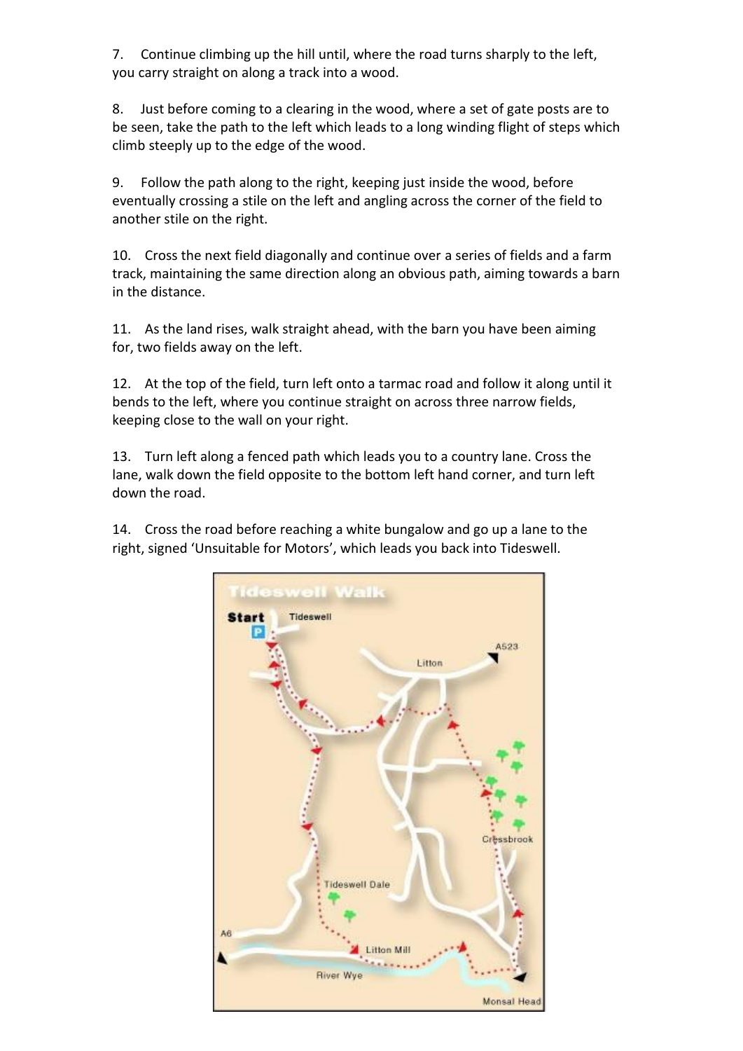7. Continue climbing up the hill until, where the road turns sharply to the left, you carry straight on along a track into a wood.

8. Just before coming to a clearing in the wood, where a set of gate posts are to be seen, take the path to the left which leads to a long winding flight of steps which climb steeply up to the edge of the wood.

9. Follow the path along to the right, keeping just inside the wood, before eventually crossing a stile on the left and angling across the corner of the field to another stile on the right.

10. Cross the next field diagonally and continue over a series of fields and a farm track, maintaining the same direction along an obvious path, aiming towards a barn in the distance.

11. As the land rises, walk straight ahead, with the barn you have been aiming for, two fields away on the left.

12. At the top of the field, turn left onto a tarmac road and follow it along until it bends to the left, where you continue straight on across three narrow fields, keeping close to the wall on your right.

13. Turn left along a fenced path which leads you to a country lane. Cross the lane, walk down the field opposite to the bottom left hand corner, and turn left down the road.

14. Cross the road before reaching a white bungalow and go up a lane to the right, signed 'Unsuitable for Motors', which leads you back into Tideswell.

Tideswell Walk

Start

P

Tideswell

A523

Litton

Cressbrook

Tideswell Dale

A6

Litton Mill

River Wye

Monsal Head